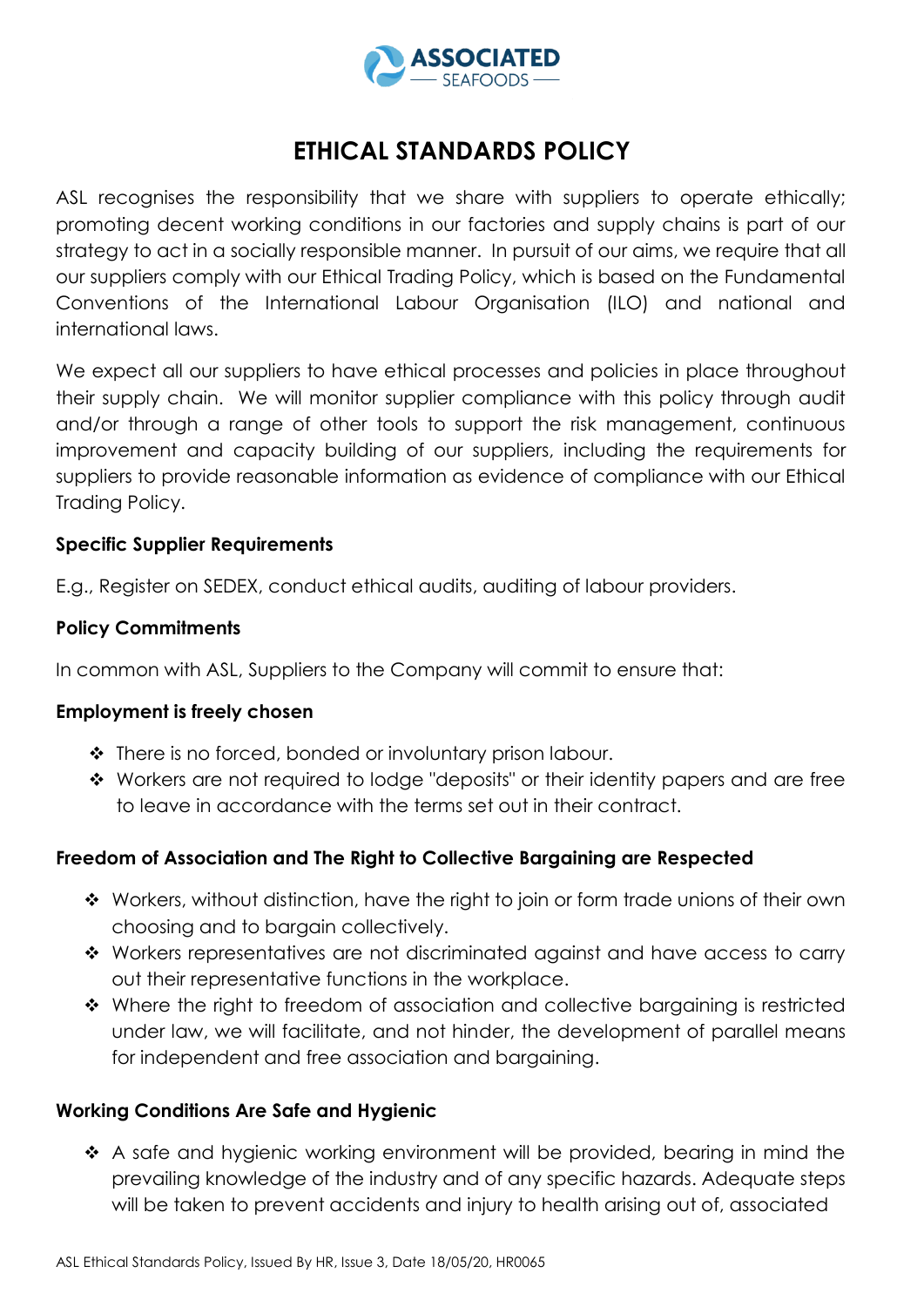ASSOCIATED SEAFOODS

# ETHICAL STANDARDS POLICY

ASL recognises the responsibility that we share with suppliers to operate ethically; promoting decent working conditions in our factories and supply chains is part of our strategy to act in a socially responsible manner. In pursuit of our aims, we require that all our suppliers comply with our Ethical Trading Policy, which is based on the Fundamental Conventions of the International Labour Organisation (ILO) and national and international laws.

We expect all our suppliers to have ethical processes and policies in place throughout their supply chain. We will monitor supplier compliance with this policy through audit and/or through a range of other tools to support the risk management, continuous improvement and capacity building of our suppliers, including the requirements for suppliers to provide reasonable information as evidence of compliance with our Ethical Trading Policy.

**Specific Supplier Requirements**

E.g., Register on SEDEX, conduct ethical audits, auditing of labour providers.

**Policy Commitments**

In common with ASL, Suppliers to the Company will commit to ensure that:

**Employment is freely chosen**

- There is no forced, bonded or involuntary prison labour.
- Workers are not required to lodge "deposits" or their identity papers and are free to leave in accordance with the terms set out in their contract.

**Freedom of Association and The Right to Collective Bargaining are Respected**

- Workers, without distinction, have the right to join or form trade unions of their own choosing and to bargain collectively.
- Workers representatives are not discriminated against and have access to carry out their representative functions in the workplace.
- Where the right to freedom of association and collective bargaining is restricted under law, we will facilitate, and not hinder, the development of parallel means for independent and free association and bargaining.

**Working Conditions Are Safe and Hygienic**

- A safe and hygienic working environment will be provided, bearing in mind the prevailing knowledge of the industry and of any specific hazards. Adequate steps will be taken to prevent accidents and injury to health arising out of, associated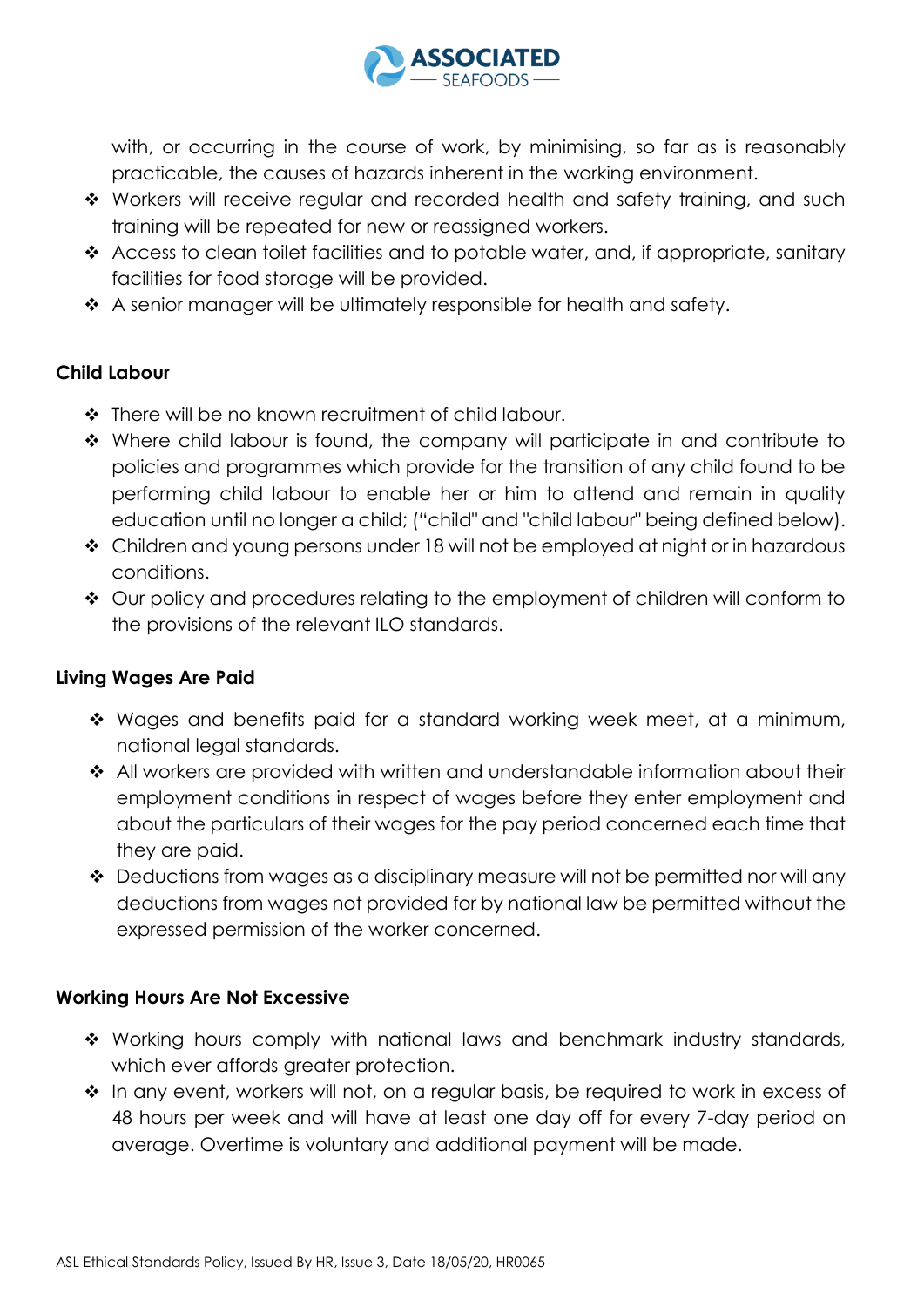with, or occurring in the course of work, by minimising, so far as is reasonably practicable, the causes of hazards inherent in the working environment.

- Workers will receive regular and recorded health and safety training, and such training will be repeated for new or reassigned workers.
- Access to clean toilet facilities and to potable water, and, if appropriate, sanitary facilities for food storage will be provided.
- A senior manager will be ultimately responsible for health and safety.

**Child Labour**

- There will be no known recruitment of child labour.
- Where child labour is found, the company will participate in and contribute to policies and programmes which provide for the transition of any child found to be performing child labour to enable her or him to attend and remain in quality education until no longer a child; ("child" and "child labour" being defined below).
- Children and young persons under 18 will not be employed at night or in hazardous conditions.
- Our policy and procedures relating to the employment of children will conform to the provisions of the relevant ILO standards.

**Living Wages Are Paid**

- Wages and benefits paid for a standard working week meet, at a minimum, national legal standards.
- All workers are provided with written and understandable information about their employment conditions in respect of wages before they enter employment and about the particulars of their wages for the pay period concerned each time that they are paid.
- Deductions from wages as a disciplinary measure will not be permitted nor will any deductions from wages not provided for by national law be permitted without the expressed permission of the worker concerned.

**Working Hours Are Not Excessive**

- Working hours comply with national laws and benchmark industry standards, which ever affords greater protection.
- In any event, workers will not, on a regular basis, be required to work in excess of 48 hours per week and will have at least one day off for every 7-day period on average. Overtime is voluntary and additional payment will be made.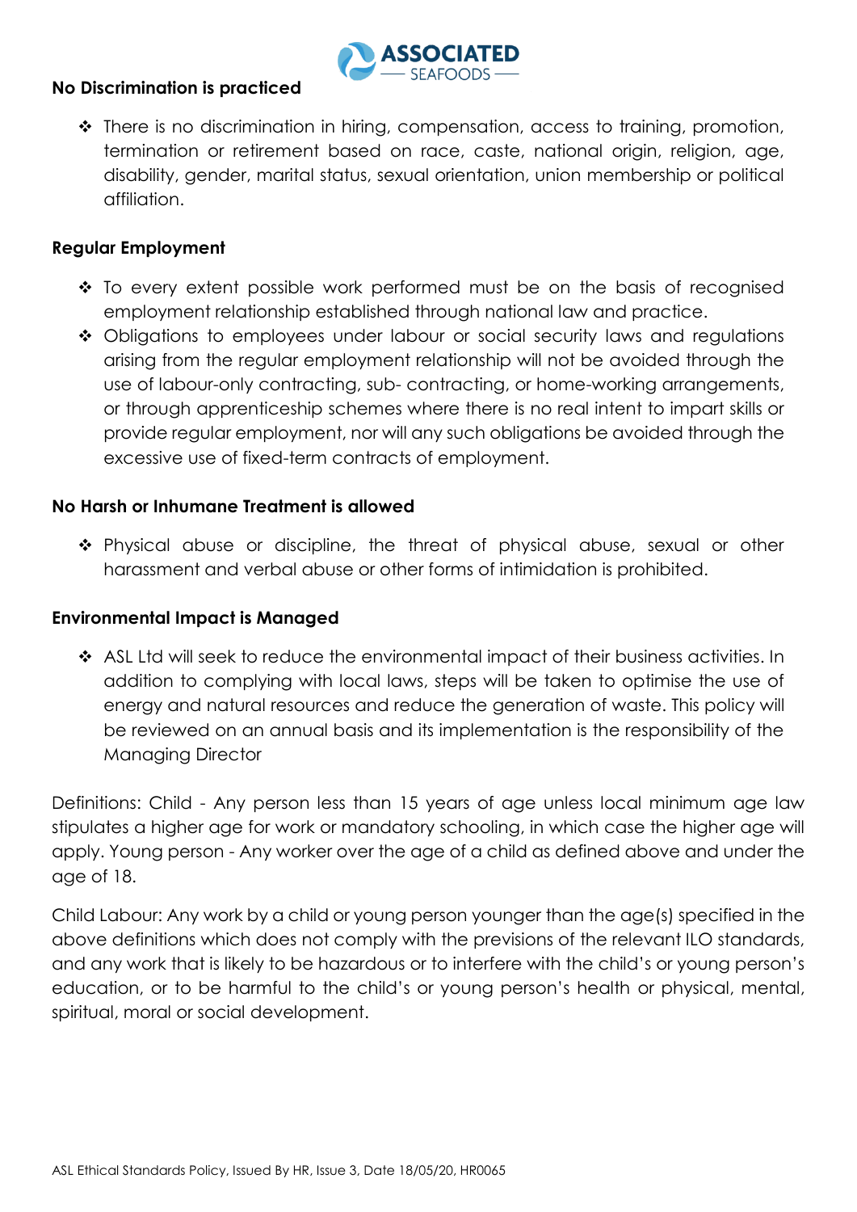**No Discrimination is practiced**

- There is no discrimination in hiring, compensation, access to training, promotion, termination or retirement based on race, caste, national origin, religion, age, disability, gender, marital status, sexual orientation, union membership or political affiliation.

**Regular Employment**

- To every extent possible work performed must be on the basis of recognised employment relationship established through national law and practice.
- Obligations to employees under labour or social security laws and regulations arising from the regular employment relationship will not be avoided through the use of labour-only contracting, sub- contracting, or home-working arrangements, or through apprenticeship schemes where there is no real intent to impart skills or provide regular employment, nor will any such obligations be avoided through the excessive use of fixed-term contracts of employment.

**No Harsh or Inhumane Treatment is allowed**

- Physical abuse or discipline, the threat of physical abuse, sexual or other harassment and verbal abuse or other forms of intimidation is prohibited.

**Environmental Impact is Managed**

- ASL Ltd will seek to reduce the environmental impact of their business activities. In addition to complying with local laws, steps will be taken to optimise the use of energy and natural resources and reduce the generation of waste. This policy will be reviewed on an annual basis and its implementation is the responsibility of the Managing Director

Definitions: Child - Any person less than 15 years of age unless local minimum age law stipulates a higher age for work or mandatory schooling, in which case the higher age will apply. Young person - Any worker over the age of a child as defined above and under the age of 18.

Child Labour: Any work by a child or young person younger than the age(s) specified in the above definitions which does not comply with the previsions of the relevant ILO standards, and any work that is likely to be hazardous or to interfere with the child's or young person's education, or to be harmful to the child's or young person's health or physical, mental, spiritual, moral or social development.